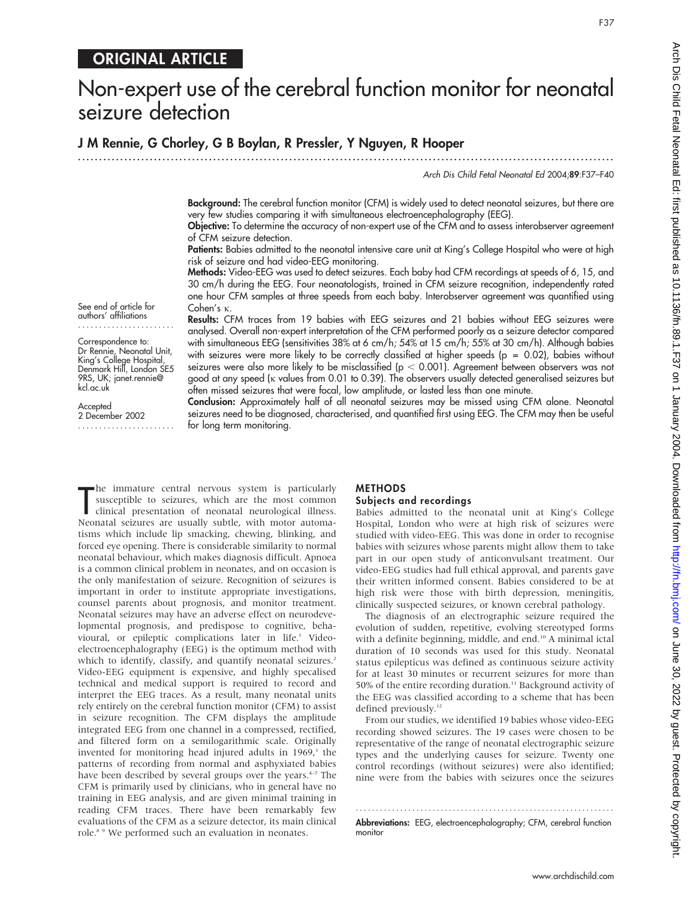ORIGINAL ARTICLE

# Non-expert use of the cerebral function monitor for neonatal seizure detection

**J M Rennie, G Chorley, G B Boylan, R Pressler, Y Nguyen, R Hooper**

See end of article for authors' affiliations

Correspondence to: Dr Rennie, Neonatal Unit, King's College Hospital, Denmark Hill, London SE5 9RS, UK; janet.rennie@kcl.ac.uk

Accepted 2 December 2002

**Background:** The cerebral function monitor (CFM) is widely used to detect neonatal seizures, but there are very few studies comparing it with simultaneous electroencephalography (EEG).

**Objective:** To determine the accuracy of non-expert use of the CFM and to assess interobserver agreement of CFM seizure detection.

**Patients:** Babies admitted to the neonatal intensive care unit at King's College Hospital who were at high risk of seizure and had video-EEG monitoring.

**Methods:** Video-EEG was used to detect seizures. Each baby had CFM recordings at speeds of 6, 15, and 30 cm/h during the EEG. Four neonatologists, trained in CFM seizure recognition, independently rated one hour CFM samples at three speeds from each baby. Interobserver agreement was quantified using Cohen's κ.

**Results:** CFM traces from 19 babies with EEG seizures and 21 babies without EEG seizures were analysed. Overall non-expert interpretation of the CFM performed poorly as a seizure detector compared with simultaneous EEG (sensitivities 38% at 6 cm/h; 54% at 15 cm/h; 55% at 30 cm/h). Although babies with seizures were more likely to be correctly classified at higher speeds ($p = 0.02$), babies without seizures were also more likely to be misclassified ($p < 0.001$). Agreement between observers was not good at any speed (κ values from 0.01 to 0.39). The observers usually detected generalised seizures but often missed seizures that were focal, low amplitude, or lasted less than one minute.

**Conclusion:** Approximately half of all neonatal seizures may be missed using CFM alone. Neonatal seizures need to be diagnosed, characterised, and quantified first using EEG. The CFM may then be useful for long term monitoring.

The immature central nervous system is particularly susceptible to seizures, which are the most common clinical presentation of neonatal neurological illness. Neonatal seizures are usually subtle, with motor automatisms which include lip smacking, chewing, blinking, and forced eye opening. There is considerable similarity to normal neonatal behaviour, which makes diagnosis difficult. Apnoea is a common clinical problem in neonates, and on occasion is the only manifestation of seizure. Recognition of seizures is important in order to institute appropriate investigations, counsel parents about prognosis, and monitor treatment. Neonatal seizures may have an adverse effect on neurodevelopmental prognosis, and predispose to cognitive, behavioural, or epileptic complications later in life.[1] Video-electroencephalography (EEG) is the optimum method with which to identify, classify, and quantify neonatal seizures.[2] Video-EEG equipment is expensive, and highly specialised technical and medical support is required to record and interpret the EEG traces. As a result, many neonatal units rely entirely on the cerebral function monitor (CFM) to assist in seizure recognition. The CFM displays the amplitude integrated EEG from one channel in a compressed, rectified, and filtered form on a semilogarithmic scale. Originally invented for monitoring head injured adults in 1969,[3] the patterns of recording from normal and asphyxiated babies have been described by several groups over the years.[4–7] The CFM is primarily used by clinicians, who in general have no training in EEG analysis, and are given minimal training in reading CFM traces. There have been remarkably few evaluations of the CFM as a seizure detector, its main clinical role.[8,9] We performed such an evaluation in neonates.

## METHODS

### Subjects and recordings

Babies admitted to the neonatal unit at King's College Hospital, London who were at high risk of seizures were studied with video-EEG. This was done in order to recognise babies with seizures whose parents might allow them to take part in our open study of anticonvulsant treatment. Our video-EEG studies had full ethical approval, and parents gave their written informed consent. Babies considered to be at high risk were those with birth depression, meningitis, clinically suspected seizures, or known cerebral pathology.

The diagnosis of an electrographic seizure required the evolution of sudden, repetitive, evolving stereotyped forms with a definite beginning, middle, and end.[10] A minimal ictal duration of 10 seconds was used for this study. Neonatal status epilepticus was defined as continuous seizure activity for at least 30 minutes or recurrent seizures for more than 50% of the entire recording duration.[11] Background activity of the EEG was classified according to a scheme that has been defined previously.[12]

From our studies, we identified 19 babies whose video-EEG recording showed seizures. The 19 cases were chosen to be representative of the range of neonatal electrographic seizure types and the underlying causes for seizure. Twenty one control recordings (without seizures) were also identified; nine were from the babies with seizures once the seizures

**Abbreviations:** EEG, electroencephalography; CFM, cerebral function monitor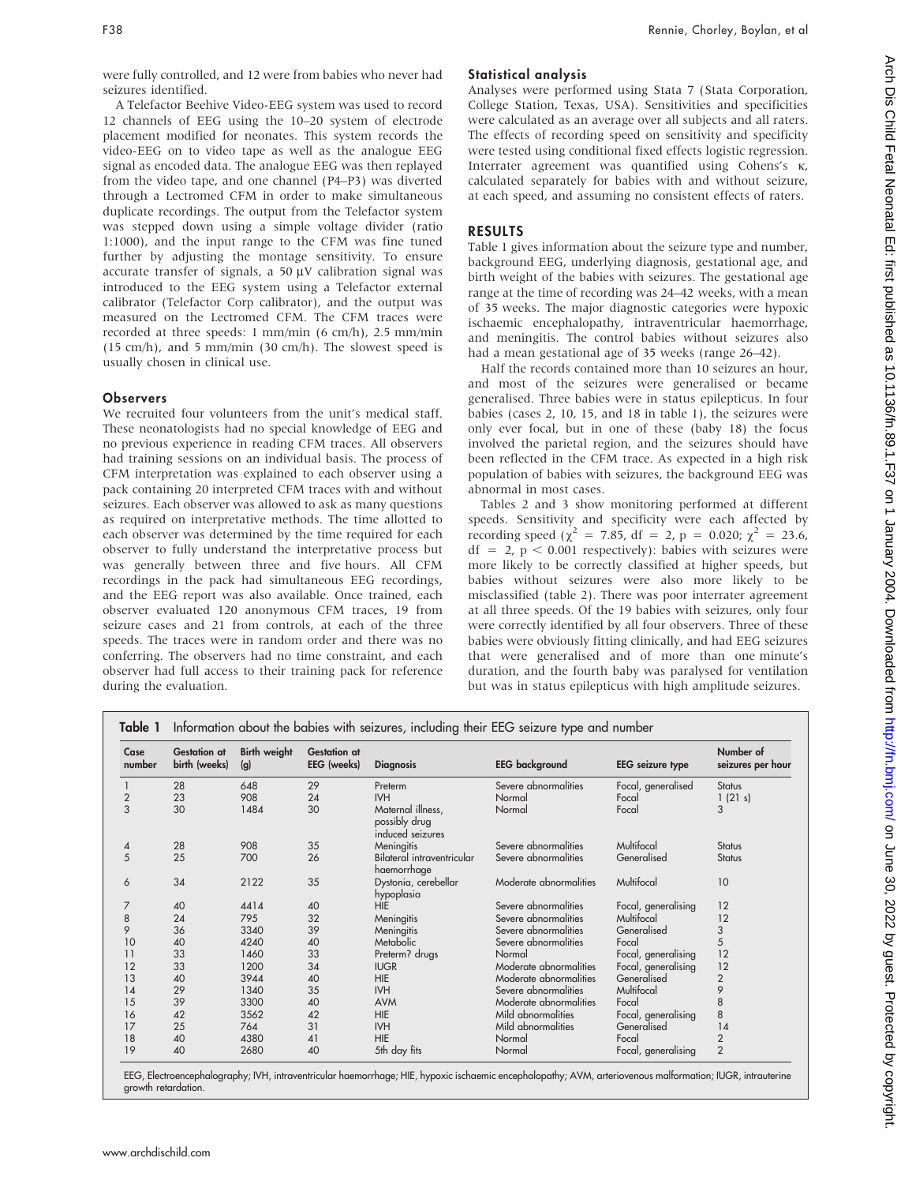were fully controlled, and 12 were from babies who never had seizures identified.

A Telefactor Beehive Video-EEG system was used to record 12 channels of EEG using the 10–20 system of electrode placement modified for neonates. This system records the video-EEG on to video tape as well as the analogue EEG signal as encoded data. The analogue EEG was then replayed from the video tape, and one channel (P4–P3) was diverted through a Lectromed CFM in order to make simultaneous duplicate recordings. The output from the Telefactor system was stepped down using a simple voltage divider (ratio 1:1000), and the input range to the CFM was fine tuned further by adjusting the montage sensitivity. To ensure accurate transfer of signals, a 50 μV calibration signal was introduced to the EEG system using a Telefactor external calibrator (Telefactor Corp calibrator), and the output was measured on the Lectromed CFM. The CFM traces were recorded at three speeds: 1 mm/min (6 cm/h), 2.5 mm/min (15 cm/h), and 5 mm/min (30 cm/h). The slowest speed is usually chosen in clinical use.

### Observers

We recruited four volunteers from the unit's medical staff. These neonatologists had no special knowledge of EEG and no previous experience in reading CFM traces. All observers had training sessions on an individual basis. The process of CFM interpretation was explained to each observer using a pack containing 20 interpreted CFM traces with and without seizures. Each observer was allowed to ask as many questions as required on interpretative methods. The time allotted to each observer was determined by the time required for each observer to fully understand the interpretative process but was generally between three and five hours. All CFM recordings in the pack had simultaneous EEG recordings, and the EEG report was also available. Once trained, each observer evaluated 120 anonymous CFM traces, 19 from seizure cases and 21 from controls, at each of the three speeds. The traces were in random order and there was no conferring. The observers had no time constraint, and each observer had full access to their training pack for reference during the evaluation.

### Statistical analysis

Analyses were performed using Stata 7 (Stata Corporation, College Station, Texas, USA). Sensitivities and specificities were calculated as an average over all subjects and all raters. The effects of recording speed on sensitivity and specificity were tested using conditional fixed effects logistic regression. Interrater agreement was quantified using Cohens's κ, calculated separately for babies with and without seizure, at each speed, and assuming no consistent effects of raters.

## RESULTS

Table 1 gives information about the seizure type and number, background EEG, underlying diagnosis, gestational age, and birth weight of the babies with seizures. The gestational age range at the time of recording was 24–42 weeks, with a mean of 35 weeks. The major diagnostic categories were hypoxic ischaemic encephalopathy, intraventricular haemorrhage, and meningitis. The control babies without seizures also had a mean gestational age of 35 weeks (range 26–42).

Half the records contained more than 10 seizures an hour, and most of the seizures were generalised or became generalised. Three babies were in status epilepticus. In four babies (cases 2, 10, 15, and 18 in table 1), the seizures were only ever focal, but in one of these (baby 18) the focus involved the parietal region, and the seizures should have been reflected in the CFM trace. As expected in a high risk population of babies with seizures, the background EEG was abnormal in most cases.

Tables 2 and 3 show monitoring performed at different speeds. Sensitivity and specificity were each affected by recording speed ($\chi^2 = 7.85$, df = 2, p = 0.020; $\chi^2 = 23.6$, df = 2, p < 0.001 respectively): babies with seizures were more likely to be correctly classified at higher speeds, but babies without seizures were also more likely to be misclassified (table 2). There was poor interrater agreement at all three speeds. Of the 19 babies with seizures, only four were correctly identified by all four observers. Three of these babies were obviously fitting clinically, and had EEG seizures that were generalised and of more than one minute's duration, and the fourth baby was paralysed for ventilation but was in status epilepticus with high amplitude seizures.

**Table 1** Information about the babies with seizures, including their EEG seizure type and number

| Case number | Gestation at birth (weeks) | Birth weight (g) | Gestation at EEG (weeks) | Diagnosis | EEG background | EEG seizure type | Number of seizures per hour |
|---|---|---|---|---|---|---|---|
| 1 | 28 | 648 | 29 | Preterm | Severe abnormalities | Focal, generalised | Status |
| 2 | 23 | 908 | 24 | IVH | Normal | Focal | 1 (21 s) |
| 3 | 30 | 1484 | 30 | Maternal illness, possibly drug induced seizures | Normal | Focal | 3 |
| 4 | 28 | 908 | 35 | Meningitis | Severe abnormalities | Multifocal | Status |
| 5 | 25 | 700 | 26 | Bilateral intraventricular haemorrhage | Severe abnormalities | Generalised | Status |
| 6 | 34 | 2122 | 35 | Dystonia, cerebellar hypoplasia | Moderate abnormalities | Multifocal | 10 |
| 7 | 40 | 4414 | 40 | HIE | Severe abnormalities | Focal, generalising | 12 |
| 8 | 24 | 795 | 32 | Meningitis | Severe abnormalities | Multifocal | 12 |
| 9 | 36 | 3340 | 39 | Meningitis | Severe abnormalities | Generalised | 3 |
| 10 | 40 | 4240 | 40 | Metabolic | Severe abnormalities | Focal | 5 |
| 11 | 33 | 1460 | 33 | Preterm? drugs | Normal | Focal, generalising | 12 |
| 12 | 33 | 1200 | 34 | IUGR | Moderate abnormalities | Focal, generalising | 12 |
| 13 | 40 | 3944 | 40 | HIE | Moderate abnormalities | Generalised | 2 |
| 14 | 29 | 1340 | 35 | IVH | Severe abnormalities | Multifocal | 9 |
| 15 | 39 | 3300 | 40 | AVM | Moderate abnormalities | Focal | 8 |
| 16 | 42 | 3562 | 42 | HIE | Mild abnormalities | Focal, generalising | 8 |
| 17 | 25 | 764 | 31 | IVH | Mild abnormalities | Generalised | 14 |
| 18 | 40 | 4380 | 41 | HIE | Normal | Focal | 2 |
| 19 | 40 | 2680 | 40 | 5th day fits | Normal | Focal, generalising | 2 |

EEG, Electroencephalography; IVH, intraventricular haemorrhage; HIE, hypoxic ischaemic encephalopathy; AVM, arteriovenous malformation; IUGR, intrauterine growth retardation.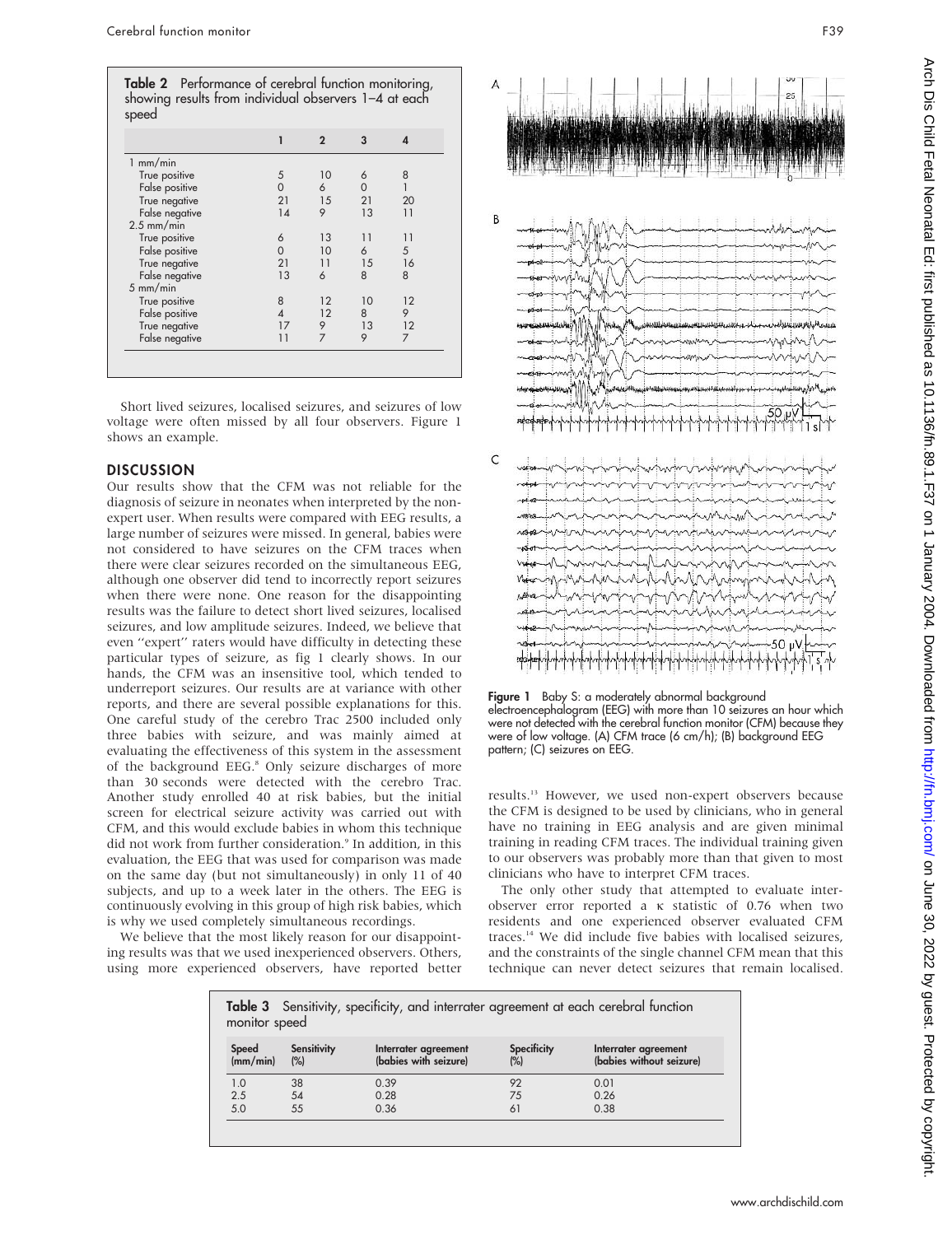**Table 2** Performance of cerebral function monitoring, showing results from individual observers 1–4 at each speed

| | 1 | 2 | 3 | 4 |
|---|---|---|---|---|
| 1 mm/min | | | | |
| True positive | 5 | 10 | 6 | 8 |
| False positive | 0 | 6 | 0 | 1 |
| True negative | 21 | 15 | 21 | 20 |
| False negative | 14 | 9 | 13 | 11 |
| 2.5 mm/min | | | | |
| True positive | 6 | 13 | 11 | 11 |
| False positive | 0 | 10 | 6 | 5 |
| True negative | 21 | 11 | 15 | 16 |
| False negative | 13 | 6 | 8 | 8 |
| 5 mm/min | | | | |
| True positive | 8 | 12 | 10 | 12 |
| False positive | 4 | 12 | 8 | 9 |
| True negative | 17 | 9 | 13 | 12 |
| False negative | 11 | 7 | 9 | 7 |

Short lived seizures, localised seizures, and seizures of low voltage were often missed by all four observers. Figure 1 shows an example.

## DISCUSSION

Our results show that the CFM was not reliable for the diagnosis of seizure in neonates when interpreted by the non-expert user. When results were compared with EEG results, a large number of seizures were missed. In general, babies were not considered to have seizures on the CFM traces when there were clear seizures recorded on the simultaneous EEG, although one observer did tend to incorrectly report seizures when there were none. One reason for the disappointing results was the failure to detect short lived seizures, localised seizures, and low amplitude seizures. Indeed, we believe that even "expert" raters would have difficulty in detecting these particular types of seizure, as fig 1 clearly shows. In our hands, the CFM was an insensitive tool, which tended to underreport seizures. Our results are at variance with other reports, and there are several possible explanations for this. One careful study of the cerebro Trac 2500 included only three babies with seizure, and was mainly aimed at evaluating the effectiveness of this system in the assessment of the background EEG.[8] Only seizure discharges of more than 30 seconds were detected with the cerebro Trac. Another study enrolled 40 at risk babies, but the initial screen for electrical seizure activity was carried out with CFM, and this would exclude babies in whom this technique did not work from further consideration.[9] In addition, in this evaluation, the EEG that was used for comparison was made on the same day (but not simultaneously) in only 11 of 40 subjects, and up to a week later in the others. The EEG is continuously evolving in this group of high risk babies, which is why we used completely simultaneous recordings.

We believe that the most likely reason for our disappointing results was that we used inexperienced observers. Others, using more experienced observers, have reported better results.[13] However, we used non-expert observers because the CFM is designed to be used by clinicians, who in general have no training in EEG analysis and are given minimal training in reading CFM traces. The individual training given to our observers was probably more than that given to most clinicians who have to interpret CFM traces.

The only other study that attempted to evaluate interobserver error reported a κ statistic of 0.76 when two residents and one experienced observer evaluated CFM traces.[14] We did include five babies with localised seizures, and the constraints of the single channel CFM mean that this technique can never detect seizures that remain localised.

Figure 1 Baby S: a moderately abnormal background electroencephalogram (EEG) with more than 10 seizures an hour which were not detected with the cerebral function monitor (CFM) because they were of low voltage. (A) CFM trace (6 cm/h); (B) background EEG pattern; (C) seizures on EEG.

**Table 3** Sensitivity, specificity, and interrater agreement at each cerebral function monitor speed

| Speed (mm/min) | Sensitivity (%) | Interrater agreement (babies with seizure) | Specificity (%) | Interrater agreement (babies without seizure) |
|---|---|---|---|---|
| 1.0 | 38 | 0.39 | 92 | 0.01 |
| 2.5 | 54 | 0.28 | 75 | 0.26 |
| 5.0 | 55 | 0.36 | 61 | 0.38 |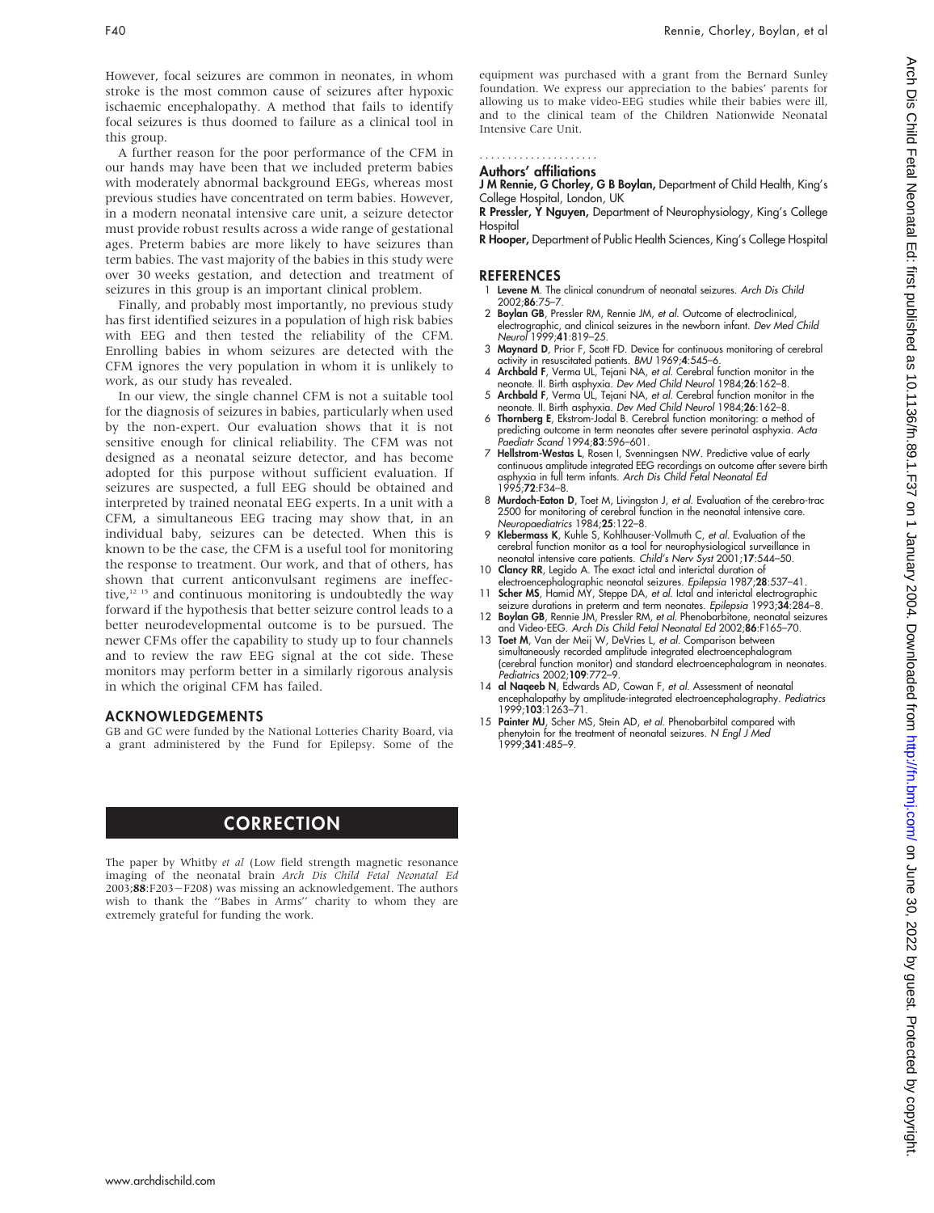However, focal seizures are common in neonates, in whom stroke is the most common cause of seizures after hypoxic ischaemic encephalopathy. A method that fails to identify focal seizures is thus doomed to failure as a clinical tool in this group.

A further reason for the poor performance of the CFM in our hands may have been that we included preterm babies with moderately abnormal background EEGs, whereas most previous studies have concentrated on term babies. However, in a modern neonatal intensive care unit, a seizure detector must provide robust results across a wide range of gestational ages. Preterm babies are more likely to have seizures than term babies. The vast majority of the babies in this study were over 30 weeks gestation, and detection and treatment of seizures in this group is an important clinical problem.

Finally, and probably most importantly, no previous study has first identified seizures in a population of high risk babies with EEG and then tested the reliability of the CFM. Enrolling babies in whom seizures are detected with the CFM ignores the very population in whom it is unlikely to work, as our study has revealed.

In our view, the single channel CFM is not a suitable tool for the diagnosis of seizures in babies, particularly when used by the non-expert. Our evaluation shows that it is not sensitive enough for clinical reliability. The CFM was not designed as a neonatal seizure detector, and has become adopted for this purpose without sufficient evaluation. If seizures are suspected, a full EEG should be obtained and interpreted by trained neonatal EEG experts. In a unit with a CFM, a simultaneous EEG tracing may show that, in an individual baby, seizures can be detected. When this is known to be the case, the CFM is a useful tool for monitoring the response to treatment. Our work, and that of others, has shown that current anticonvulsant regimens are ineffective,[12 15] and continuous monitoring is undoubtedly the way forward if the hypothesis that better seizure control leads to a better neurodevelopmental outcome is to be pursued. The newer CFMs offer the capability to study up to four channels and to review the raw EEG signal at the cot side. These monitors may perform better in a similarly rigorous analysis in which the original CFM has failed.

## ACKNOWLEDGEMENTS

GB and GC were funded by the National Lotteries Charity Board, via a grant administered by the Fund for Epilepsy. Some of the equipment was purchased with a grant from the Bernard Sunley foundation. We express our appreciation to the babies' parents for allowing us to make video-EEG studies while their babies were ill, and to the clinical team of the Children Nationwide Neonatal Intensive Care Unit.

## Authors' affiliations

**J M Rennie, G Chorley, G B Boylan,** Department of Child Health, King's College Hospital, London, UK

**R Pressler, Y Nguyen,** Department of Neurophysiology, King's College Hospital

**R Hooper,** Department of Public Health Sciences, King's College Hospital

## REFERENCES

1. **Levene M**. The clinical conundrum of neonatal seizures. *Arch Dis Child* 2002;**86**:75–7.
2. **Boylan GB**, Pressler RM, Rennie JM, *et al*. Outcome of electroclinical, electrographic, and clinical seizures in the newborn infant. *Dev Med Child Neurol* 1999;**41**:819–25.
3. **Maynard D**, Prior F, Scott FD. Device for continuous monitoring of cerebral activity in resuscitated patients. *BMJ* 1969;**4**:545–6.
4. **Archbald F**, Verma UL, Tejani NA, *et al*. Cerebral function monitor in the neonate. II. Birth asphyxia. *Dev Med Child Neurol* 1984;**26**:162–8.
5. **Archbald F**, Verma UL, Tejani NA, *et al*. Cerebral function monitor in the neonate. II. Birth asphyxia. *Dev Med Child Neurol* 1984;**26**:162–8.
6. **Thornberg E**, Ekstrom-Jodal B. Cerebral function monitoring: a method of predicting outcome in term neonates after severe perinatal asphyxia. *Acta Paediatr Scand* 1994;**83**:596–601.
7. **Hellstrom-Westas L**, Rosen I, Svenningsen NW. Predictive value of early continuous amplitude integrated EEG recordings on outcome after severe birth asphyxia in full term infants. *Arch Dis Child Fetal Neonatal Ed* 1995;**72**:F34–8.
8. **Murdoch-Eaton D**, Toet M, Livingston J, *et al*. Evaluation of the cerebro-trac 2500 for monitoring of cerebral function in the neonatal intensive care. *Neuropaediatrics* 1984;**25**:122–8.
9. **Klebermass K**, Kuhle S, Kohlhauser-Vollmuth C, *et al*. Evaluation of the cerebral function monitor as a tool for neurophysiological surveillance in neonatal intensive care patients. *Child's Nerv Syst* 2001;**17**:544–50.
10. **Clancy RR**, Legido A. The exact ictal and interictal duration of electroencephalographic neonatal seizures. *Epilepsia* 1987;**28**:537–41.
11. **Scher MS**, Hamid MY, Steppe DA, *et al*. Ictal and interictal electrographic seizure durations in preterm and term neonates. *Epilepsia* 1993;**34**:284–8.
12. **Boylan GB**, Rennie JM, Pressler RM, *et al*. Phenobarbitone, neonatal seizures and Video-EEG. *Arch Dis Child Fetal Neonatal Ed* 2002;**86**:F165–70.
13. **Toet M**, Van der Meij W, DeVries L, *et al*. Comparison between simultaneously recorded amplitude integrated electroencephalogram (cerebral function monitor) and standard electroencephalogram in neonates. *Pediatrics* 2002;**109**:772–9.
14. **al Naqeeb N**, Edwards AD, Cowan F, *et al*. Assessment of neonatal encephalopathy by amplitude-integrated electroencephalography. *Pediatrics* 1999;**103**:1263–71.
15. **Painter MJ**, Scher MS, Stein AD, *et al*. Phenobarbital compared with phenytoin for the treatment of neonatal seizures. *N Engl J Med* 1999;**341**:485–9.

## CORRECTION

The paper by Whitby *et al* (Low field strength magnetic resonance imaging of the neonatal brain *Arch Dis Child Fetal Neonatal Ed* 2003;**88**:F203–F208) was missing an acknowledgement. The authors wish to thank the "Babes in Arms" charity to whom they are extremely grateful for funding the work.